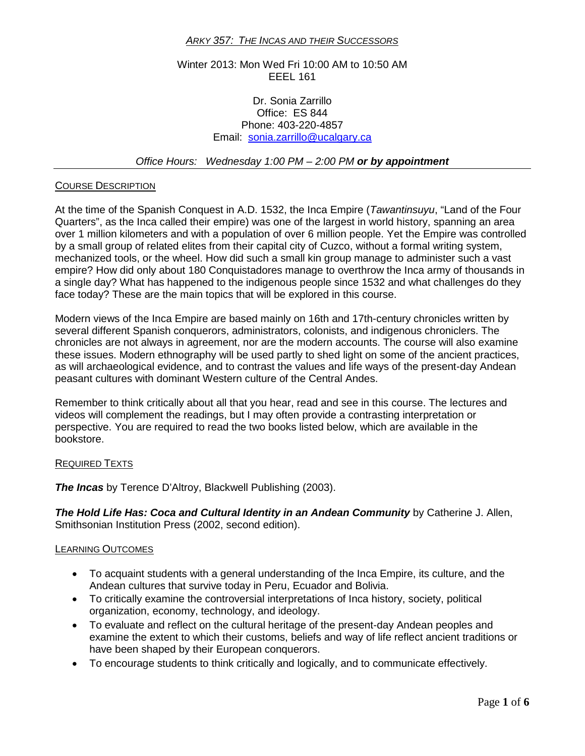# *ARKY 357: THE INCAS AND THEIR SUCCESSORS*

Winter 2013: Mon Wed Fri 10:00 AM to 10:50 AM
EEEL 161

Dr. Sonia Zarrillo
Office: ES 844
Phone: 403-220-4857
Email: sonia.zarrillo@ucalgary.ca

*Office Hours: Wednesday 1:00 PM – 2:00 PM **or by appointment***

## COURSE DESCRIPTION

At the time of the Spanish Conquest in A.D. 1532, the Inca Empire (*Tawantinsuyu*, "Land of the Four Quarters", as the Inca called their empire) was one of the largest in world history, spanning an area over 1 million kilometers and with a population of over 6 million people. Yet the Empire was controlled by a small group of related elites from their capital city of Cuzco, without a formal writing system, mechanized tools, or the wheel. How did such a small kin group manage to administer such a vast empire? How did only about 180 Conquistadores manage to overthrow the Inca army of thousands in a single day? What has happened to the indigenous people since 1532 and what challenges do they face today? These are the main topics that will be explored in this course.

Modern views of the Inca Empire are based mainly on 16th and 17th-century chronicles written by several different Spanish conquerors, administrators, colonists, and indigenous chroniclers. The chronicles are not always in agreement, nor are the modern accounts. The course will also examine these issues. Modern ethnography will be used partly to shed light on some of the ancient practices, as will archaeological evidence, and to contrast the values and life ways of the present-day Andean peasant cultures with dominant Western culture of the Central Andes.

Remember to think critically about all that you hear, read and see in this course. The lectures and videos will complement the readings, but I may often provide a contrasting interpretation or perspective. You are required to read the two books listed below, which are available in the bookstore.

## REQUIRED TEXTS

***The Incas*** by Terence D'Altroy, Blackwell Publishing (2003).

***The Hold Life Has: Coca and Cultural Identity in an Andean Community*** by Catherine J. Allen, Smithsonian Institution Press (2002, second edition).

## LEARNING OUTCOMES

- To acquaint students with a general understanding of the Inca Empire, its culture, and the Andean cultures that survive today in Peru, Ecuador and Bolivia.
- To critically examine the controversial interpretations of Inca history, society, political organization, economy, technology, and ideology.
- To evaluate and reflect on the cultural heritage of the present-day Andean peoples and examine the extent to which their customs, beliefs and way of life reflect ancient traditions or have been shaped by their European conquerors.
- To encourage students to think critically and logically, and to communicate effectively.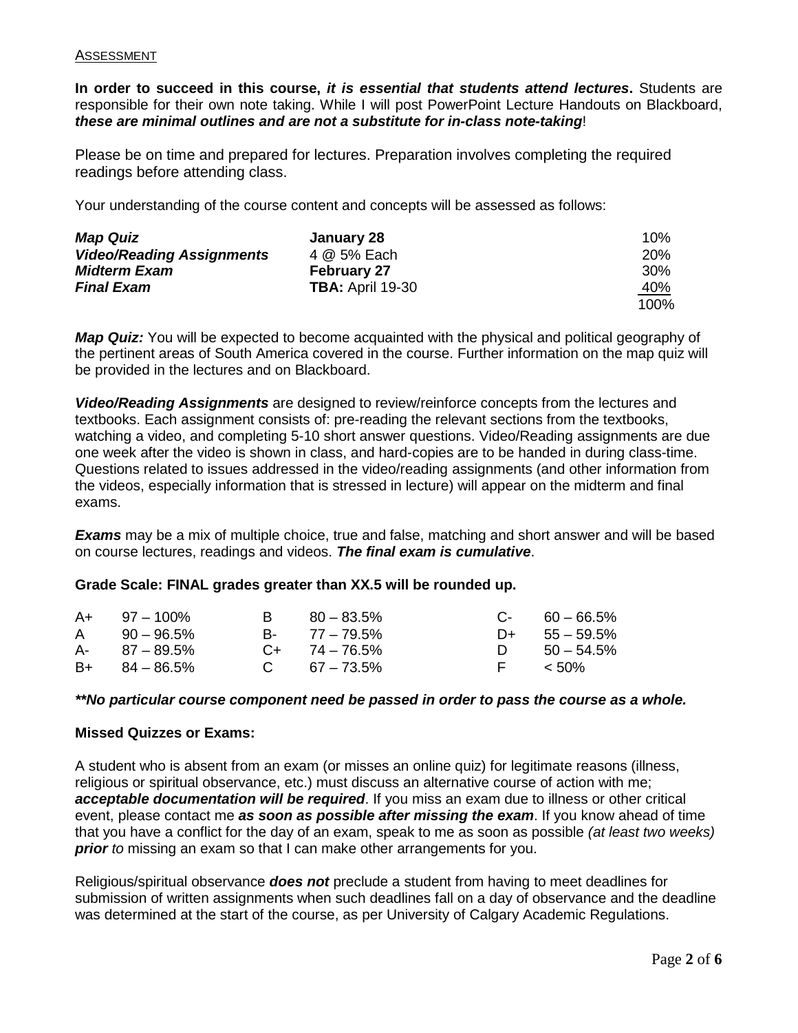## ASSESSMENT

**In order to succeed in this course, *it is essential that students attend lectures*.** Students are responsible for their own note taking. While I will post PowerPoint Lecture Handouts on Blackboard, ***these are minimal outlines and are not a substitute for in-class note-taking***!

Please be on time and prepared for lectures. Preparation involves completing the required readings before attending class.

Your understanding of the course content and concepts will be assessed as follows:

| | | |
|---|---|---|
| ***Map Quiz*** | **January 28** | 10% |
| ***Video/Reading Assignments*** | 4 @ 5% Each | 20% |
| ***Midterm Exam*** | **February 27** | 30% |
| ***Final Exam*** | **TBA:** April 19-30 | 40% |
| | | 100% |

***Map Quiz:*** You will be expected to become acquainted with the physical and political geography of the pertinent areas of South America covered in the course. Further information on the map quiz will be provided in the lectures and on Blackboard.

***Video/Reading Assignments*** are designed to review/reinforce concepts from the lectures and textbooks. Each assignment consists of: pre-reading the relevant sections from the textbooks, watching a video, and completing 5-10 short answer questions. Video/Reading assignments are due one week after the video is shown in class, and hard-copies are to be handed in during class-time. Questions related to issues addressed in the video/reading assignments (and other information from the videos, especially information that is stressed in lecture) will appear on the midterm and final exams.

***Exams*** may be a mix of multiple choice, true and false, matching and short answer and will be based on course lectures, readings and videos. ***The final exam is cumulative***.

**Grade Scale: FINAL grades greater than XX.5 will be rounded up.**

| | | | | | |
|---|---|---|---|---|---|
| A+ | 97 – 100% | B | 80 – 83.5% | C- | 60 – 66.5% |
| A | 90 – 96.5% | B- | 77 – 79.5% | D+ | 55 – 59.5% |
| A- | 87 – 89.5% | C+ | 74 – 76.5% | D | 50 – 54.5% |
| B+ | 84 – 86.5% | C | 67 – 73.5% | F | < 50% |

***\*\*No particular course component need be passed in order to pass the course as a whole.***

**Missed Quizzes or Exams:**

A student who is absent from an exam (or misses an online quiz) for legitimate reasons (illness, religious or spiritual observance, etc.) must discuss an alternative course of action with me; ***acceptable documentation will be required***. If you miss an exam due to illness or other critical event, please contact me ***as soon as possible after missing the exam***. If you know ahead of time that you have a conflict for the day of an exam, speak to me as soon as possible *(at least two weeks)* ***prior*** *to* missing an exam so that I can make other arrangements for you.

Religious/spiritual observance ***does not*** preclude a student from having to meet deadlines for submission of written assignments when such deadlines fall on a day of observance and the deadline was determined at the start of the course, as per University of Calgary Academic Regulations.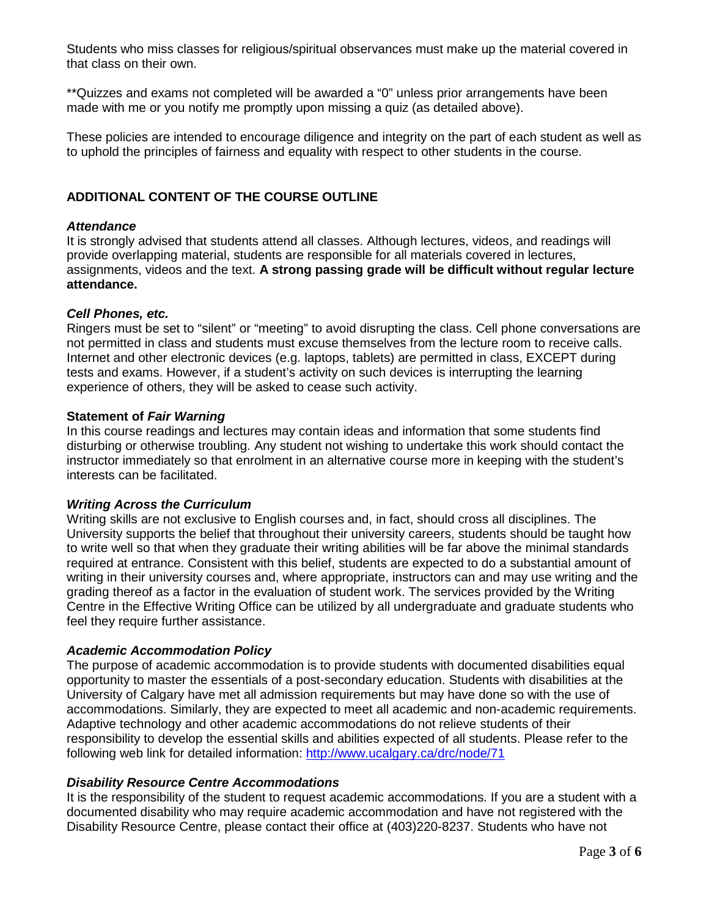Students who miss classes for religious/spiritual observances must make up the material covered in that class on their own.

**Quizzes and exams not completed will be awarded a "0" unless prior arrangements have been made with me or you notify me promptly upon missing a quiz (as detailed above).

These policies are intended to encourage diligence and integrity on the part of each student as well as to uphold the principles of fairness and equality with respect to other students in the course.

## ADDITIONAL CONTENT OF THE COURSE OUTLINE

### *Attendance*

It is strongly advised that students attend all classes. Although lectures, videos, and readings will provide overlapping material, students are responsible for all materials covered in lectures, assignments, videos and the text. **A strong passing grade will be difficult without regular lecture attendance.**

### *Cell Phones, etc.*

Ringers must be set to "silent" or "meeting" to avoid disrupting the class. Cell phone conversations are not permitted in class and students must excuse themselves from the lecture room to receive calls. Internet and other electronic devices (e.g. laptops, tablets) are permitted in class, EXCEPT during tests and exams. However, if a student's activity on such devices is interrupting the learning experience of others, they will be asked to cease such activity.

### Statement of *Fair Warning*

In this course readings and lectures may contain ideas and information that some students find disturbing or otherwise troubling. Any student not wishing to undertake this work should contact the instructor immediately so that enrolment in an alternative course more in keeping with the student's interests can be facilitated.

### *Writing Across the Curriculum*

Writing skills are not exclusive to English courses and, in fact, should cross all disciplines. The University supports the belief that throughout their university careers, students should be taught how to write well so that when they graduate their writing abilities will be far above the minimal standards required at entrance. Consistent with this belief, students are expected to do a substantial amount of writing in their university courses and, where appropriate, instructors can and may use writing and the grading thereof as a factor in the evaluation of student work. The services provided by the Writing Centre in the Effective Writing Office can be utilized by all undergraduate and graduate students who feel they require further assistance.

### *Academic Accommodation Policy*

The purpose of academic accommodation is to provide students with documented disabilities equal opportunity to master the essentials of a post-secondary education. Students with disabilities at the University of Calgary have met all admission requirements but may have done so with the use of accommodations. Similarly, they are expected to meet all academic and non-academic requirements. Adaptive technology and other academic accommodations do not relieve students of their responsibility to develop the essential skills and abilities expected of all students. Please refer to the following web link for detailed information: http://www.ucalgary.ca/drc/node/71

### *Disability Resource Centre Accommodations*

It is the responsibility of the student to request academic accommodations. If you are a student with a documented disability who may require academic accommodation and have not registered with the Disability Resource Centre, please contact their office at (403)220-8237. Students who have not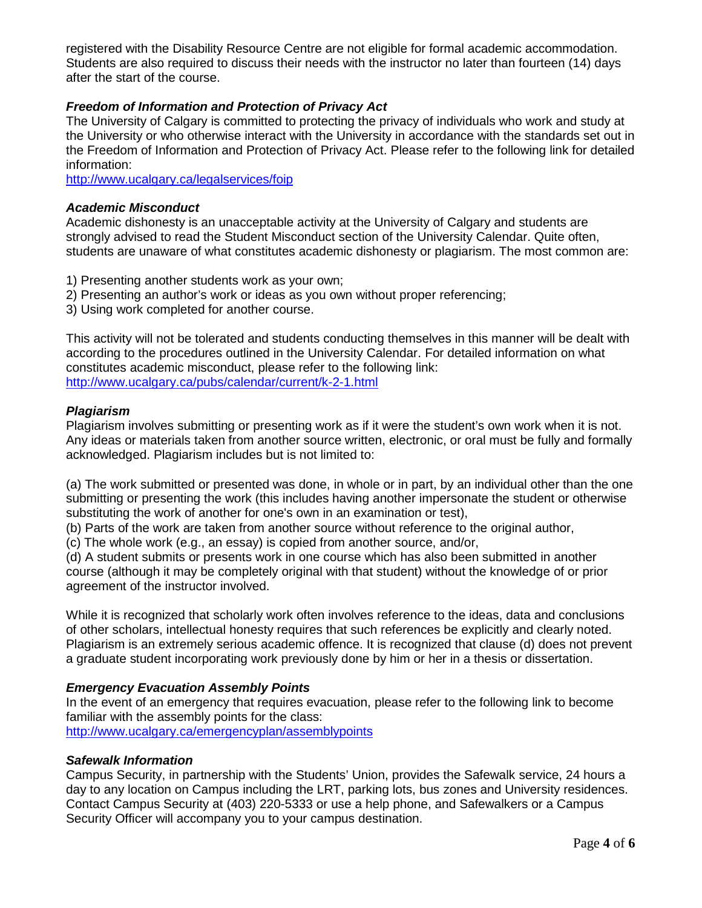registered with the Disability Resource Centre are not eligible for formal academic accommodation. Students are also required to discuss their needs with the instructor no later than fourteen (14) days after the start of the course.

***Freedom of Information and Protection of Privacy Act***

The University of Calgary is committed to protecting the privacy of individuals who work and study at the University or who otherwise interact with the University in accordance with the standards set out in the Freedom of Information and Protection of Privacy Act. Please refer to the following link for detailed information:
http://www.ucalgary.ca/legalservices/foip

***Academic Misconduct***

Academic dishonesty is an unacceptable activity at the University of Calgary and students are strongly advised to read the Student Misconduct section of the University Calendar. Quite often, students are unaware of what constitutes academic dishonesty or plagiarism. The most common are:

1) Presenting another students work as your own;
2) Presenting an author's work or ideas as you own without proper referencing;
3) Using work completed for another course.

This activity will not be tolerated and students conducting themselves in this manner will be dealt with according to the procedures outlined in the University Calendar. For detailed information on what constitutes academic misconduct, please refer to the following link:
http://www.ucalgary.ca/pubs/calendar/current/k-2-1.html

***Plagiarism***

Plagiarism involves submitting or presenting work as if it were the student's own work when it is not. Any ideas or materials taken from another source written, electronic, or oral must be fully and formally acknowledged. Plagiarism includes but is not limited to:

(a) The work submitted or presented was done, in whole or in part, by an individual other than the one submitting or presenting the work (this includes having another impersonate the student or otherwise substituting the work of another for one's own in an examination or test),
(b) Parts of the work are taken from another source without reference to the original author,
(c) The whole work (e.g., an essay) is copied from another source, and/or,
(d) A student submits or presents work in one course which has also been submitted in another course (although it may be completely original with that student) without the knowledge of or prior agreement of the instructor involved.

While it is recognized that scholarly work often involves reference to the ideas, data and conclusions of other scholars, intellectual honesty requires that such references be explicitly and clearly noted. Plagiarism is an extremely serious academic offence. It is recognized that clause (d) does not prevent a graduate student incorporating work previously done by him or her in a thesis or dissertation.

***Emergency Evacuation Assembly Points***

In the event of an emergency that requires evacuation, please refer to the following link to become familiar with the assembly points for the class:
http://www.ucalgary.ca/emergencyplan/assemblypoints

***Safewalk Information***

Campus Security, in partnership with the Students' Union, provides the Safewalk service, 24 hours a day to any location on Campus including the LRT, parking lots, bus zones and University residences. Contact Campus Security at (403) 220-5333 or use a help phone, and Safewalkers or a Campus Security Officer will accompany you to your campus destination.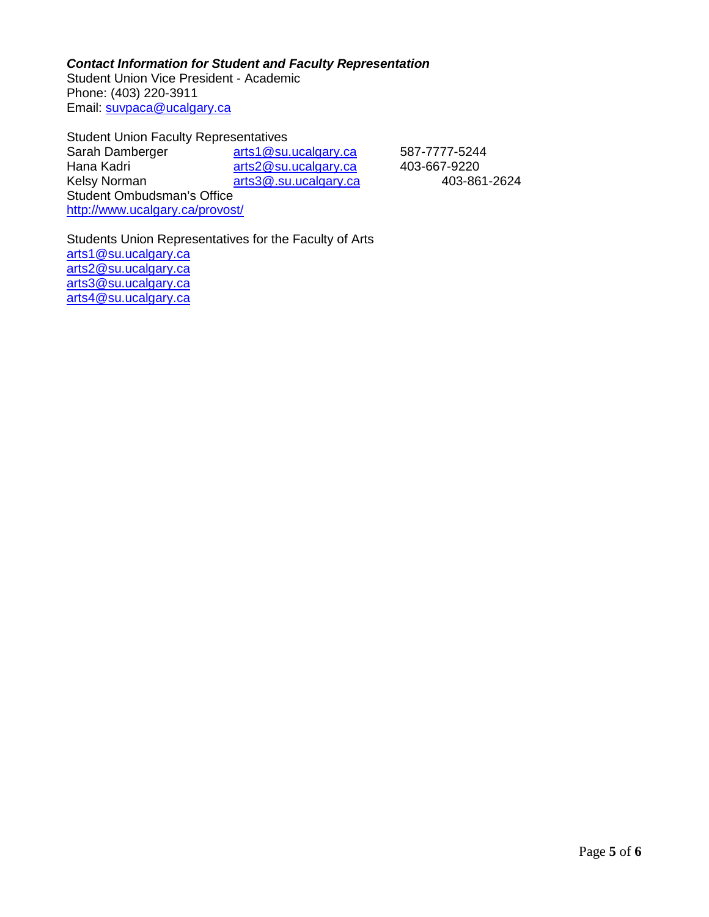***Contact Information for Student and Faculty Representation***

Student Union Vice President - Academic
Phone: (403) 220-3911
Email: suvpaca@ucalgary.ca

Student Union Faculty Representatives

| | | |
|---|---|---|
| Sarah Damberger | arts1@su.ucalgary.ca | 587-7777-5244 |
| Hana Kadri | arts2@su.ucalgary.ca | 403-667-9220 |
| Kelsy Norman | arts3@.su.ucalgary.ca | 403-861-2624 |

Student Ombudsman's Office
http://www.ucalgary.ca/provost/

Students Union Representatives for the Faculty of Arts
arts1@su.ucalgary.ca
arts2@su.ucalgary.ca
arts3@su.ucalgary.ca
arts4@su.ucalgary.ca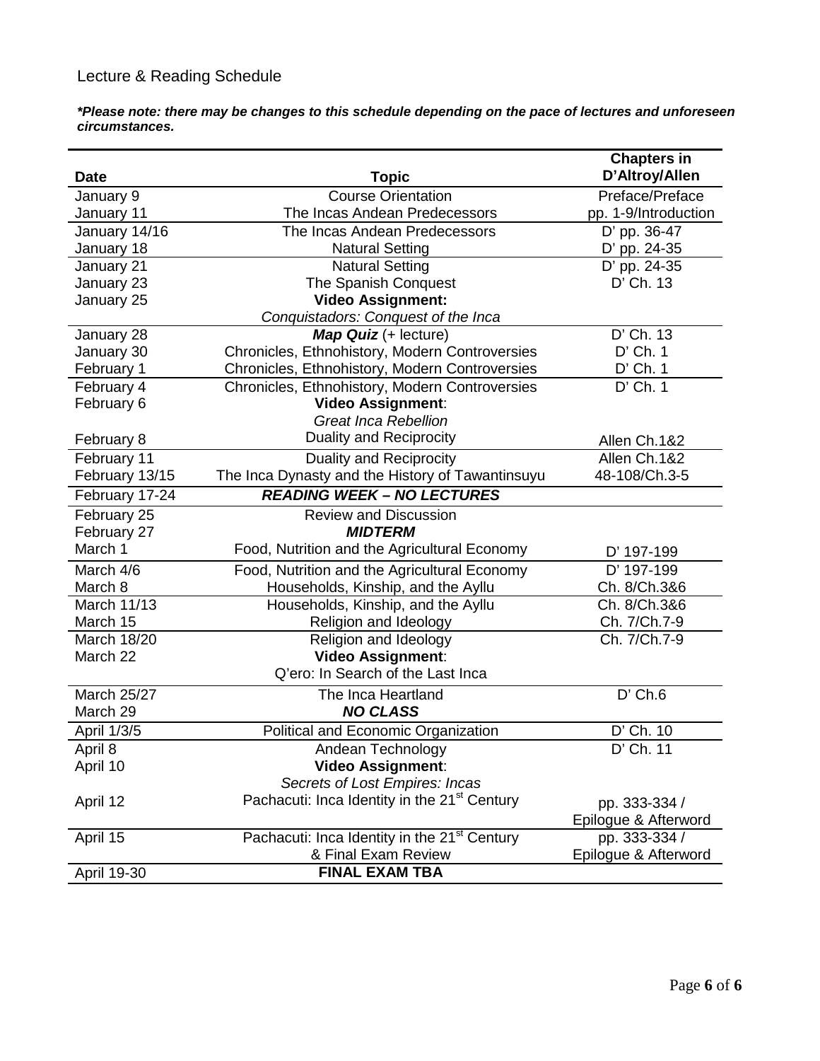Lecture & Reading Schedule

***Please note: there may be changes to this schedule depending on the pace of lectures and unforeseen circumstances.***

| Date | Topic | Chapters in D'Altroy/Allen |
|---|---|---|
| January 9 | Course Orientation | Preface/Preface |
| January 11 | The Incas Andean Predecessors | pp. 1-9/Introduction |
| January 14/16 | The Incas Andean Predecessors | D' pp. 36-47 |
| January 18 | Natural Setting | D' pp. 24-35 |
| January 21 | Natural Setting | D' pp. 24-35 |
| January 23 | The Spanish Conquest | D' Ch. 13 |
| January 25 | **Video Assignment:** *Conquistadors: Conquest of the Inca* | |
| January 28 | ***Map Quiz*** (+ lecture) | D' Ch. 13 |
| January 30 | Chronicles, Ethnohistory, Modern Controversies | D' Ch. 1 |
| February 1 | Chronicles, Ethnohistory, Modern Controversies | D' Ch. 1 |
| February 4 | Chronicles, Ethnohistory, Modern Controversies | D' Ch. 1 |
| February 6 | **Video Assignment**: *Great Inca Rebellion* | |
| February 8 | Duality and Reciprocity | Allen Ch.1&2 |
| February 11 | Duality and Reciprocity | Allen Ch.1&2 |
| February 13/15 | The Inca Dynasty and the History of Tawantinsuyu | 48-108/Ch.3-5 |
| February 17-24 | ***READING WEEK – NO LECTURES*** | |
| February 25 | Review and Discussion | |
| February 27 | ***MIDTERM*** | |
| March 1 | Food, Nutrition and the Agricultural Economy | D' 197-199 |
| March 4/6 | Food, Nutrition and the Agricultural Economy | D' 197-199 |
| March 8 | Households, Kinship, and the Ayllu | Ch. 8/Ch.3&6 |
| March 11/13 | Households, Kinship, and the Ayllu | Ch. 8/Ch.3&6 |
| March 15 | Religion and Ideology | Ch. 7/Ch.7-9 |
| March 18/20 | Religion and Ideology | Ch. 7/Ch.7-9 |
| March 22 | **Video Assignment**: Q'ero: In Search of the Last Inca | |
| March 25/27 | The Inca Heartland | D' Ch.6 |
| March 29 | ***NO CLASS*** | |
| April 1/3/5 | Political and Economic Organization | D' Ch. 10 |
| April 8 | Andean Technology | D' Ch. 11 |
| April 10 | **Video Assignment**: *Secrets of Lost Empires: Incas* | |
| April 12 | Pachacuti: Inca Identity in the 21st Century | pp. 333-334 / Epilogue & Afterword |
| April 15 | Pachacuti: Inca Identity in the 21st Century & Final Exam Review | pp. 333-334 / Epilogue & Afterword |
| April 19-30 | **FINAL EXAM TBA** | |